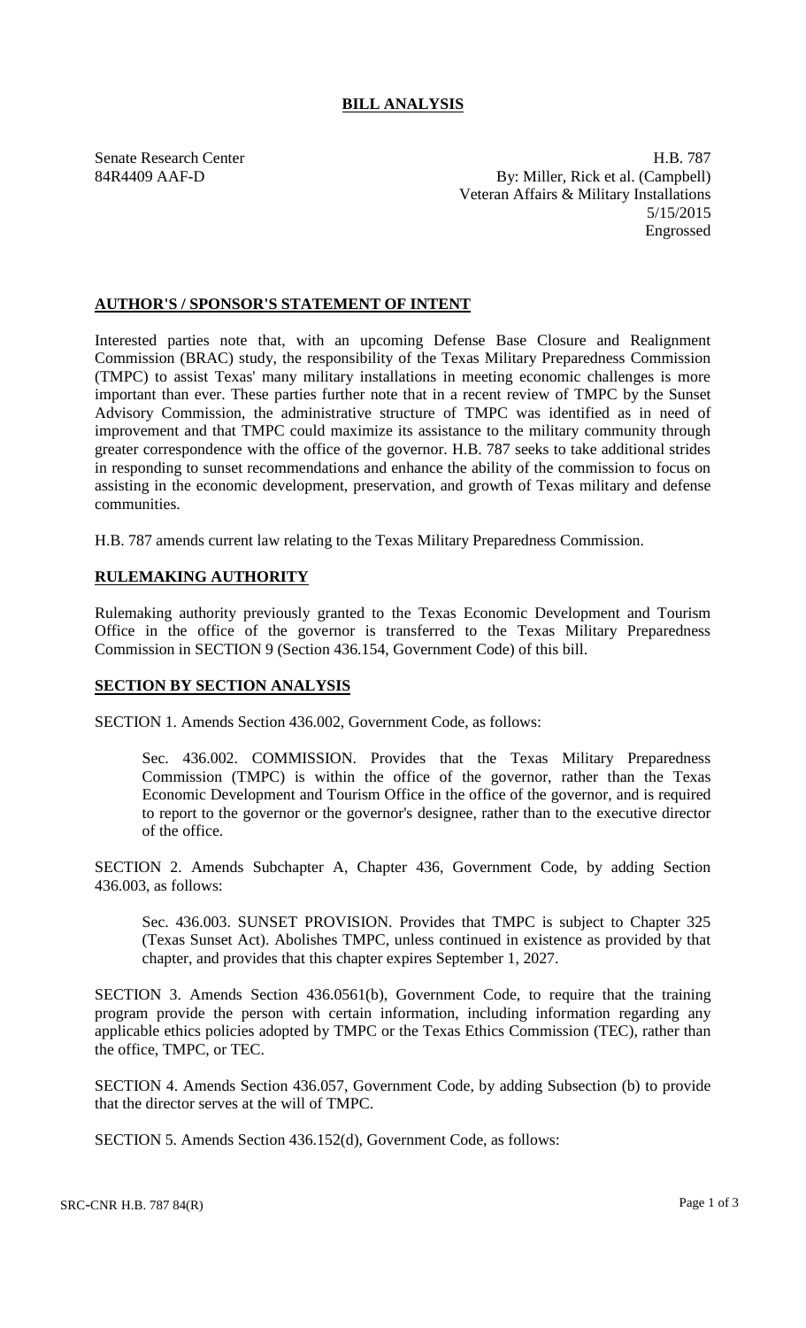# BILL ANALYSIS

Senate Research Center
84R4409 AAF-D

H.B. 787
By: Miller, Rick et al. (Campbell)
Veteran Affairs & Military Installations
5/15/2015
Engrossed

## AUTHOR'S / SPONSOR'S STATEMENT OF INTENT

Interested parties note that, with an upcoming Defense Base Closure and Realignment Commission (BRAC) study, the responsibility of the Texas Military Preparedness Commission (TMPC) to assist Texas' many military installations in meeting economic challenges is more important than ever. These parties further note that in a recent review of TMPC by the Sunset Advisory Commission, the administrative structure of TMPC was identified as in need of improvement and that TMPC could maximize its assistance to the military community through greater correspondence with the office of the governor. H.B. 787 seeks to take additional strides in responding to sunset recommendations and enhance the ability of the commission to focus on assisting in the economic development, preservation, and growth of Texas military and defense communities.

H.B. 787 amends current law relating to the Texas Military Preparedness Commission.

## RULEMAKING AUTHORITY

Rulemaking authority previously granted to the Texas Economic Development and Tourism Office in the office of the governor is transferred to the Texas Military Preparedness Commission in SECTION 9 (Section 436.154, Government Code) of this bill.

## SECTION BY SECTION ANALYSIS

SECTION 1. Amends Section 436.002, Government Code, as follows:

Sec. 436.002. COMMISSION. Provides that the Texas Military Preparedness Commission (TMPC) is within the office of the governor, rather than the Texas Economic Development and Tourism Office in the office of the governor, and is required to report to the governor or the governor's designee, rather than to the executive director of the office.

SECTION 2. Amends Subchapter A, Chapter 436, Government Code, by adding Section 436.003, as follows:

Sec. 436.003. SUNSET PROVISION. Provides that TMPC is subject to Chapter 325 (Texas Sunset Act). Abolishes TMPC, unless continued in existence as provided by that chapter, and provides that this chapter expires September 1, 2027.

SECTION 3. Amends Section 436.0561(b), Government Code, to require that the training program provide the person with certain information, including information regarding any applicable ethics policies adopted by TMPC or the Texas Ethics Commission (TEC), rather than the office, TMPC, or TEC.

SECTION 4. Amends Section 436.057, Government Code, by adding Subsection (b) to provide that the director serves at the will of TMPC.

SECTION 5. Amends Section 436.152(d), Government Code, as follows: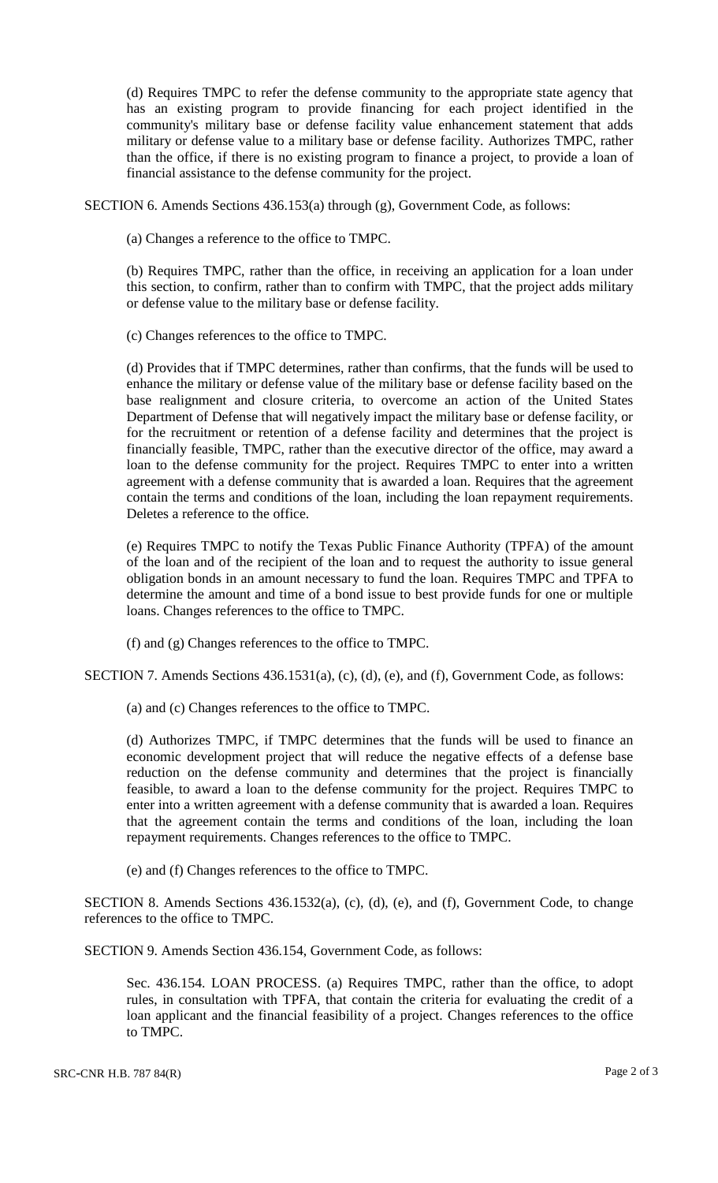(d) Requires TMPC to refer the defense community to the appropriate state agency that has an existing program to provide financing for each project identified in the community's military base or defense facility value enhancement statement that adds military or defense value to a military base or defense facility. Authorizes TMPC, rather than the office, if there is no existing program to finance a project, to provide a loan of financial assistance to the defense community for the project.

SECTION 6. Amends Sections 436.153(a) through (g), Government Code, as follows:

(a) Changes a reference to the office to TMPC.

(b) Requires TMPC, rather than the office, in receiving an application for a loan under this section, to confirm, rather than to confirm with TMPC, that the project adds military or defense value to the military base or defense facility.

(c) Changes references to the office to TMPC.

(d) Provides that if TMPC determines, rather than confirms, that the funds will be used to enhance the military or defense value of the military base or defense facility based on the base realignment and closure criteria, to overcome an action of the United States Department of Defense that will negatively impact the military base or defense facility, or for the recruitment or retention of a defense facility and determines that the project is financially feasible, TMPC, rather than the executive director of the office, may award a loan to the defense community for the project. Requires TMPC to enter into a written agreement with a defense community that is awarded a loan. Requires that the agreement contain the terms and conditions of the loan, including the loan repayment requirements. Deletes a reference to the office.

(e) Requires TMPC to notify the Texas Public Finance Authority (TPFA) of the amount of the loan and of the recipient of the loan and to request the authority to issue general obligation bonds in an amount necessary to fund the loan. Requires TMPC and TPFA to determine the amount and time of a bond issue to best provide funds for one or multiple loans. Changes references to the office to TMPC.

(f) and (g) Changes references to the office to TMPC.

SECTION 7. Amends Sections 436.1531(a), (c), (d), (e), and (f), Government Code, as follows:

(a) and (c) Changes references to the office to TMPC.

(d) Authorizes TMPC, if TMPC determines that the funds will be used to finance an economic development project that will reduce the negative effects of a defense base reduction on the defense community and determines that the project is financially feasible, to award a loan to the defense community for the project. Requires TMPC to enter into a written agreement with a defense community that is awarded a loan. Requires that the agreement contain the terms and conditions of the loan, including the loan repayment requirements. Changes references to the office to TMPC.

(e) and (f) Changes references to the office to TMPC.

SECTION 8. Amends Sections 436.1532(a), (c), (d), (e), and (f), Government Code, to change references to the office to TMPC.

SECTION 9. Amends Section 436.154, Government Code, as follows:

Sec. 436.154. LOAN PROCESS. (a) Requires TMPC, rather than the office, to adopt rules, in consultation with TPFA, that contain the criteria for evaluating the credit of a loan applicant and the financial feasibility of a project. Changes references to the office to TMPC.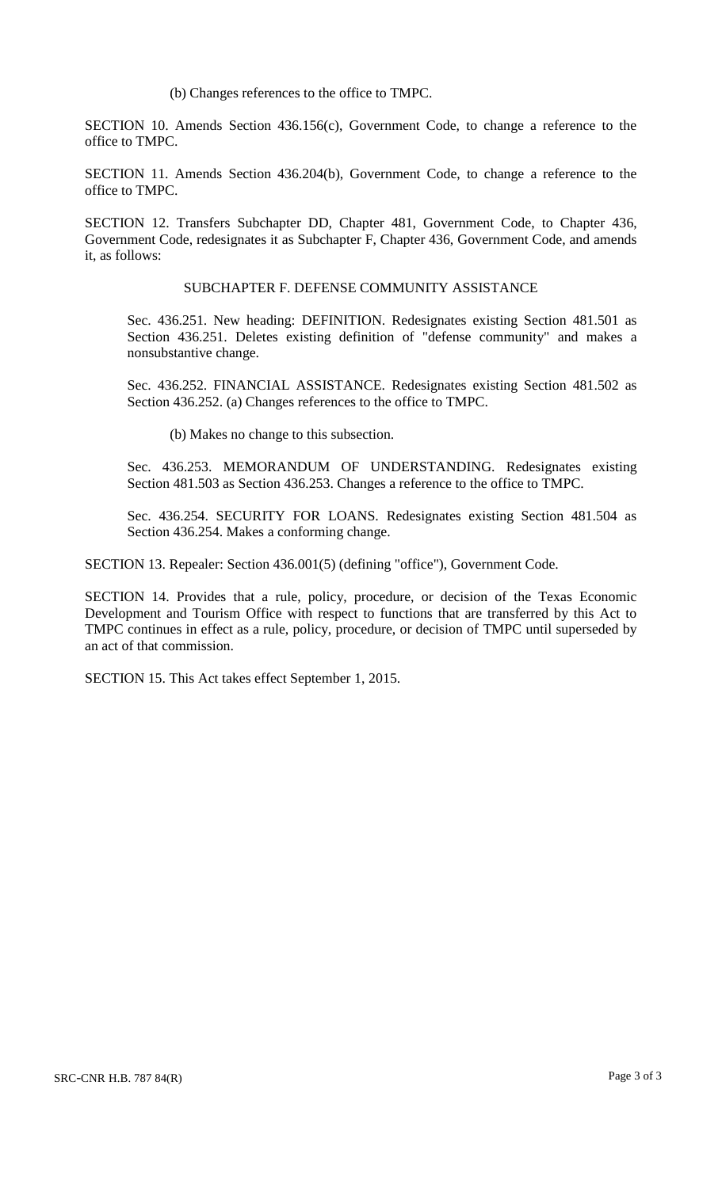(b) Changes references to the office to TMPC.

SECTION 10. Amends Section 436.156(c), Government Code, to change a reference to the office to TMPC.

SECTION 11. Amends Section 436.204(b), Government Code, to change a reference to the office to TMPC.

SECTION 12. Transfers Subchapter DD, Chapter 481, Government Code, to Chapter 436, Government Code, redesignates it as Subchapter F, Chapter 436, Government Code, and amends it, as follows:

SUBCHAPTER F. DEFENSE COMMUNITY ASSISTANCE

Sec. 436.251. New heading: DEFINITION. Redesignates existing Section 481.501 as Section 436.251. Deletes existing definition of "defense community" and makes a nonsubstantive change.

Sec. 436.252. FINANCIAL ASSISTANCE. Redesignates existing Section 481.502 as Section 436.252. (a) Changes references to the office to TMPC.

(b) Makes no change to this subsection.

Sec. 436.253. MEMORANDUM OF UNDERSTANDING. Redesignates existing Section 481.503 as Section 436.253. Changes a reference to the office to TMPC.

Sec. 436.254. SECURITY FOR LOANS. Redesignates existing Section 481.504 as Section 436.254. Makes a conforming change.

SECTION 13. Repealer: Section 436.001(5) (defining "office"), Government Code.

SECTION 14. Provides that a rule, policy, procedure, or decision of the Texas Economic Development and Tourism Office with respect to functions that are transferred by this Act to TMPC continues in effect as a rule, policy, procedure, or decision of TMPC until superseded by an act of that commission.

SECTION 15. This Act takes effect September 1, 2015.